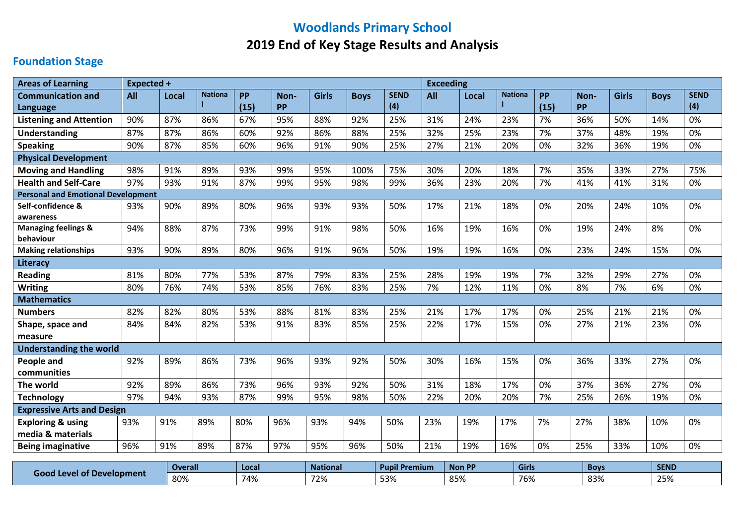# Woodlands Primary School

## 2019 End of Key Stage Results and Analysis

### Foundation Stage

| Areas of Learning | Expected + | | | | | | | | Exceeding | | | | | | | |
|---|---|---|---|---|---|---|---|---|---|---|---|---|---|---|---|---|
| **Communication and Language** | **All** | **Local** | **National** | **PP (15)** | **Non-PP** | **Girls** | **Boys** | **SEND (4)** | **All** | **Local** | **National** | **PP (15)** | **Non-PP** | **Girls** | **Boys** | **SEND (4)** |
| **Listening and Attention** | 90% | 87% | 86% | 67% | 95% | 88% | 92% | 25% | 31% | 24% | 23% | 7% | 36% | 50% | 14% | 0% |
| **Understanding** | 87% | 87% | 86% | 60% | 92% | 86% | 88% | 25% | 32% | 25% | 23% | 7% | 37% | 48% | 19% | 0% |
| **Speaking** | 90% | 87% | 85% | 60% | 96% | 91% | 90% | 25% | 27% | 21% | 20% | 0% | 32% | 36% | 19% | 0% |
| **Physical Development** | | | | | | | | | | | | | | | | |
| **Moving and Handling** | 98% | 91% | 89% | 93% | 99% | 95% | 100% | 75% | 30% | 20% | 18% | 7% | 35% | 33% | 27% | 75% |
| **Health and Self-Care** | 97% | 93% | 91% | 87% | 99% | 95% | 98% | 99% | 36% | 23% | 20% | 7% | 41% | 41% | 31% | 0% |
| **Personal and Emotional Development** | | | | | | | | | | | | | | | | |
| **Self-confidence & awareness** | 93% | 90% | 89% | 80% | 96% | 93% | 93% | 50% | 17% | 21% | 18% | 0% | 20% | 24% | 10% | 0% |
| **Managing feelings & behaviour** | 94% | 88% | 87% | 73% | 99% | 91% | 98% | 50% | 16% | 19% | 16% | 0% | 19% | 24% | 8% | 0% |
| **Making relationships** | 93% | 90% | 89% | 80% | 96% | 91% | 96% | 50% | 19% | 19% | 16% | 0% | 23% | 24% | 15% | 0% |
| **Literacy** | | | | | | | | | | | | | | | | |
| **Reading** | 81% | 80% | 77% | 53% | 87% | 79% | 83% | 25% | 28% | 19% | 19% | 7% | 32% | 29% | 27% | 0% |
| **Writing** | 80% | 76% | 74% | 53% | 85% | 76% | 83% | 25% | 7% | 12% | 11% | 0% | 8% | 7% | 6% | 0% |
| **Mathematics** | | | | | | | | | | | | | | | | |
| **Numbers** | 82% | 82% | 80% | 53% | 88% | 81% | 83% | 25% | 21% | 17% | 17% | 0% | 25% | 21% | 21% | 0% |
| **Shape, space and measure** | 84% | 84% | 82% | 53% | 91% | 83% | 85% | 25% | 22% | 17% | 15% | 0% | 27% | 21% | 23% | 0% |
| **Understanding the world** | | | | | | | | | | | | | | | | |
| **People and communities** | 92% | 89% | 86% | 73% | 96% | 93% | 92% | 50% | 30% | 16% | 15% | 0% | 36% | 33% | 27% | 0% |
| **The world** | 92% | 89% | 86% | 73% | 96% | 93% | 92% | 50% | 31% | 18% | 17% | 0% | 37% | 36% | 27% | 0% |
| **Technology** | 97% | 94% | 93% | 87% | 99% | 95% | 98% | 50% | 22% | 20% | 20% | 7% | 25% | 26% | 19% | 0% |
| **Expressive Arts and Design** | | | | | | | | | | | | | | | | |
| **Exploring & using media & materials** | 93% | 91% | 89% | 80% | 96% | 93% | 94% | 50% | 23% | 19% | 17% | 7% | 27% | 38% | 10% | 0% |
| **Being imaginative** | 96% | 91% | 89% | 87% | 97% | 95% | 96% | 50% | 21% | 19% | 16% | 0% | 25% | 33% | 10% | 0% |

| Good Level of Development | Overall | Local | National | Pupil Premium | Non PP | Girls | Boys | SEND |
|---|---|---|---|---|---|---|---|---|
| | 80% | 74% | 72% | 53% | 85% | 76% | 83% | 25% |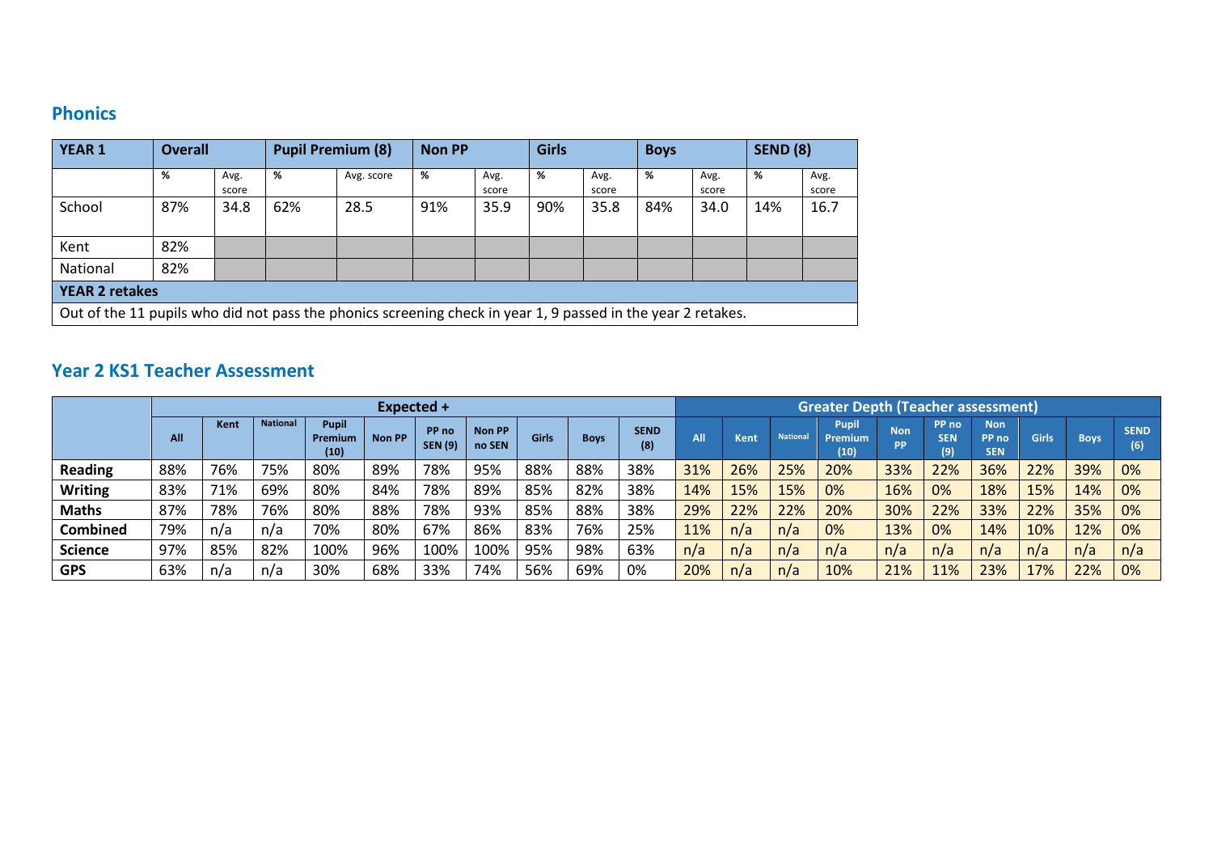## Phonics

| YEAR 1 | Overall | | Pupil Premium (8) | | Non PP | | Girls | | Boys | | SEND (8) | |
|---|---|---|---|---|---|---|---|---|---|---|---|---|
| | % | Avg. score | % | Avg. score | % | Avg. score | % | Avg. score | % | Avg. score | % | Avg. score |
| School | 87% | 34.8 | 62% | 28.5 | 91% | 35.9 | 90% | 35.8 | 84% | 34.0 | 14% | 16.7 |
| Kent | 82% | | | | | | | | | | | |
| National | 82% | | | | | | | | | | | |
| **YEAR 2 retakes** | | | | | | | | | | | | |
| Out of the 11 pupils who did not pass the phonics screening check in year 1, 9 passed in the year 2 retakes. | | | | | | | | | | | | |

## Year 2 KS1 Teacher Assessment

| | Expected + | | | | | | | | | | Greater Depth (Teacher assessment) | | | | | | | | | |
|---|---|---|---|---|---|---|---|---|---|---|---|---|---|---|---|---|---|---|---|---|
| | All | Kent | National | Pupil Premium (10) | Non PP | PP no SEN (9) | Non PP no SEN | Girls | Boys | SEND (8) | All | Kent | National | Pupil Premium (10) | Non PP | PP no SEN (9) | Non PP no SEN | Girls | Boys | SEND (6) |
| **Reading** | 88% | 76% | 75% | 80% | 89% | 78% | 95% | 88% | 88% | 38% | 31% | 26% | 25% | 20% | 33% | 22% | 36% | 22% | 39% | 0% |
| **Writing** | 83% | 71% | 69% | 80% | 84% | 78% | 89% | 85% | 82% | 38% | 14% | 15% | 15% | 0% | 16% | 0% | 18% | 15% | 14% | 0% |
| **Maths** | 87% | 78% | 76% | 80% | 88% | 78% | 93% | 85% | 88% | 38% | 29% | 22% | 22% | 20% | 30% | 22% | 33% | 22% | 35% | 0% |
| **Combined** | 79% | n/a | n/a | 70% | 80% | 67% | 86% | 83% | 76% | 25% | 11% | n/a | n/a | 0% | 13% | 0% | 14% | 10% | 12% | 0% |
| **Science** | 97% | 85% | 82% | 100% | 96% | 100% | 100% | 95% | 98% | 63% | n/a | n/a | n/a | n/a | n/a | n/a | n/a | n/a | n/a | n/a |
| **GPS** | 63% | n/a | n/a | 30% | 68% | 33% | 74% | 56% | 69% | 0% | 20% | n/a | n/a | 10% | 21% | 11% | 23% | 17% | 22% | 0% |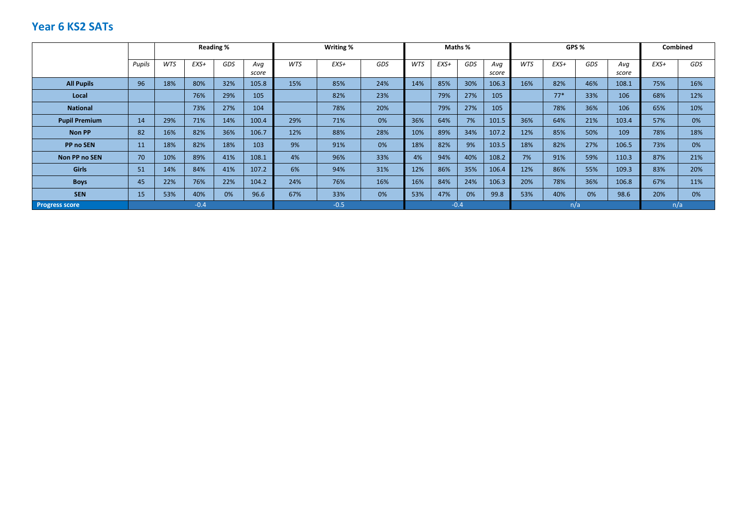## Year 6 KS2 SATs

| | | Reading % | | | | Writing % | | | Maths % | | | | GPS % | | | | Combined | |
|---|---|---|---|---|---|---|---|---|---|---|---|---|---|---|---|---|---|---|
| | *Pupils* | *WTS* | *EXS+* | *GDS* | *Avg score* | *WTS* | *EXS+* | *GDS* | *WTS* | *EXS+* | *GDS* | *Avg score* | *WTS* | *EXS+* | *GDS* | *Avg score* | *EXS+* | *GDS* |
| **All Pupils** | 96 | 18% | 80% | 32% | 105.8 | 15% | 85% | 24% | 14% | 85% | 30% | 106.3 | 16% | 82% | 46% | 108.1 | 75% | 16% |
| **Local** | | | 76% | 29% | 105 | | 82% | 23% | | 79% | 27% | 105 | | 77* | 33% | 106 | 68% | 12% |
| **National** | | | 73% | 27% | 104 | | 78% | 20% | | 79% | 27% | 105 | | 78% | 36% | 106 | 65% | 10% |
| **Pupil Premium** | 14 | 29% | 71% | 14% | 100.4 | 29% | 71% | 0% | 36% | 64% | 7% | 101.5 | 36% | 64% | 21% | 103.4 | 57% | 0% |
| **Non PP** | 82 | 16% | 82% | 36% | 106.7 | 12% | 88% | 28% | 10% | 89% | 34% | 107.2 | 12% | 85% | 50% | 109 | 78% | 18% |
| **PP no SEN** | 11 | 18% | 82% | 18% | 103 | 9% | 91% | 0% | 18% | 82% | 9% | 103.5 | 18% | 82% | 27% | 106.5 | 73% | 0% |
| **Non PP no SEN** | 70 | 10% | 89% | 41% | 108.1 | 4% | 96% | 33% | 4% | 94% | 40% | 108.2 | 7% | 91% | 59% | 110.3 | 87% | 21% |
| **Girls** | 51 | 14% | 84% | 41% | 107.2 | 6% | 94% | 31% | 12% | 86% | 35% | 106.4 | 12% | 86% | 55% | 109.3 | 83% | 20% |
| **Boys** | 45 | 22% | 76% | 22% | 104.2 | 24% | 76% | 16% | 16% | 84% | 24% | 106.3 | 20% | 78% | 36% | 106.8 | 67% | 11% |
| **SEN** | 15 | 53% | 40% | 0% | 96.6 | 67% | 33% | 0% | 53% | 47% | 0% | 99.8 | 53% | 40% | 0% | 98.6 | 20% | 0% |
| **Progress score** | | | -0.4 | | | | -0.5 | | | | -0.4 | | | | n/a | | | n/a |